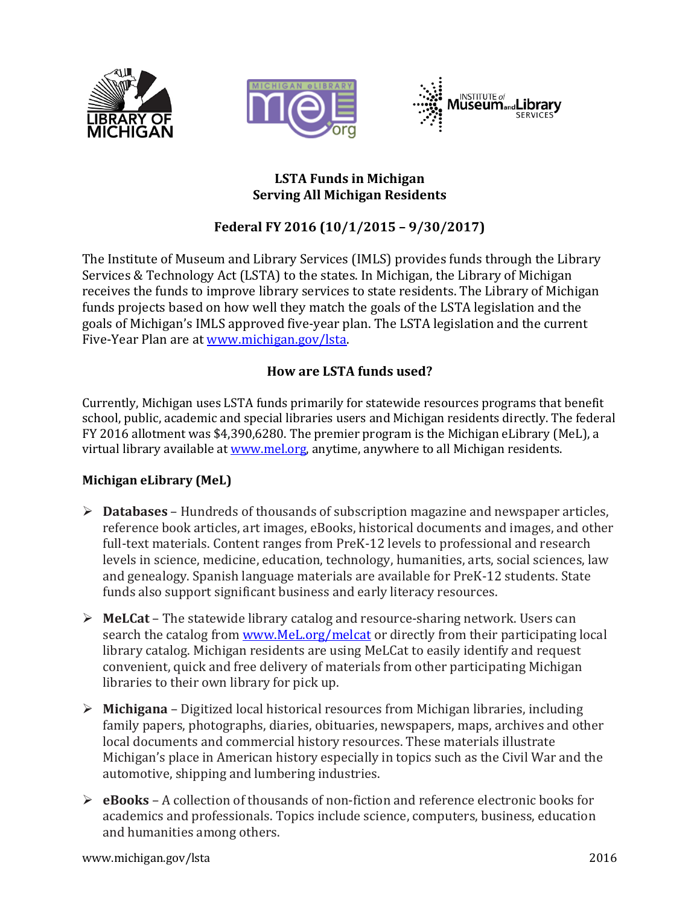# LSTA Funds in Michigan
# Serving All Michigan Residents

## Federal FY 2016 (10/1/2015 – 9/30/2017)

The Institute of Museum and Library Services (IMLS) provides funds through the Library Services & Technology Act (LSTA) to the states. In Michigan, the Library of Michigan receives the funds to improve library services to state residents. The Library of Michigan funds projects based on how well they match the goals of the LSTA legislation and the goals of Michigan's IMLS approved five-year plan. The LSTA legislation and the current Five-Year Plan are at www.michigan.gov/lsta.

## How are LSTA funds used?

Currently, Michigan uses LSTA funds primarily for statewide resources programs that benefit school, public, academic and special libraries users and Michigan residents directly. The federal FY 2016 allotment was $4,390,6280. The premier program is the Michigan eLibrary (MeL), a virtual library available at www.mel.org, anytime, anywhere to all Michigan residents.

### Michigan eLibrary (MeL)

- **Databases** – Hundreds of thousands of subscription magazine and newspaper articles, reference book articles, art images, eBooks, historical documents and images, and other full-text materials. Content ranges from PreK-12 levels to professional and research levels in science, medicine, education, technology, humanities, arts, social sciences, law and genealogy. Spanish language materials are available for PreK-12 students. State funds also support significant business and early literacy resources.
- **MeLCat** – The statewide library catalog and resource-sharing network. Users can search the catalog from www.MeL.org/melcat or directly from their participating local library catalog. Michigan residents are using MeLCat to easily identify and request convenient, quick and free delivery of materials from other participating Michigan libraries to their own library for pick up.
- **Michigana** – Digitized local historical resources from Michigan libraries, including family papers, photographs, diaries, obituaries, newspapers, maps, archives and other local documents and commercial history resources. These materials illustrate Michigan's place in American history especially in topics such as the Civil War and the automotive, shipping and lumbering industries.
- **eBooks** – A collection of thousands of non-fiction and reference electronic books for academics and professionals. Topics include science, computers, business, education and humanities among others.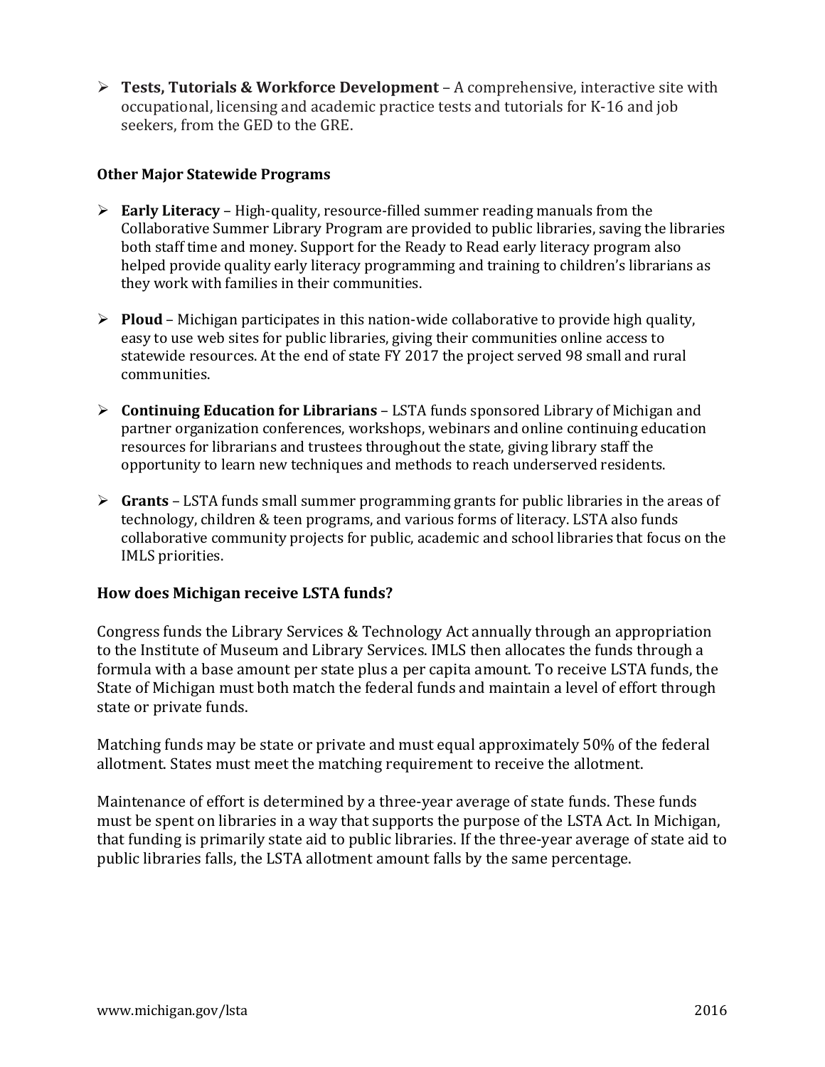- **Tests, Tutorials & Workforce Development** – A comprehensive, interactive site with occupational, licensing and academic practice tests and tutorials for K-16 and job seekers, from the GED to the GRE.

### Other Major Statewide Programs

- **Early Literacy** – High-quality, resource-filled summer reading manuals from the Collaborative Summer Library Program are provided to public libraries, saving the libraries both staff time and money. Support for the Ready to Read early literacy program also helped provide quality early literacy programming and training to children's librarians as they work with families in their communities.

- **Ploud** – Michigan participates in this nation-wide collaborative to provide high quality, easy to use web sites for public libraries, giving their communities online access to statewide resources. At the end of state FY 2017 the project served 98 small and rural communities.

- **Continuing Education for Librarians** – LSTA funds sponsored Library of Michigan and partner organization conferences, workshops, webinars and online continuing education resources for librarians and trustees throughout the state, giving library staff the opportunity to learn new techniques and methods to reach underserved residents.

- **Grants** – LSTA funds small summer programming grants for public libraries in the areas of technology, children & teen programs, and various forms of literacy. LSTA also funds collaborative community projects for public, academic and school libraries that focus on the IMLS priorities.

## How does Michigan receive LSTA funds?

Congress funds the Library Services & Technology Act annually through an appropriation to the Institute of Museum and Library Services. IMLS then allocates the funds through a formula with a base amount per state plus a per capita amount. To receive LSTA funds, the State of Michigan must both match the federal funds and maintain a level of effort through state or private funds.

Matching funds may be state or private and must equal approximately 50% of the federal allotment. States must meet the matching requirement to receive the allotment.

Maintenance of effort is determined by a three-year average of state funds. These funds must be spent on libraries in a way that supports the purpose of the LSTA Act. In Michigan, that funding is primarily state aid to public libraries. If the three-year average of state aid to public libraries falls, the LSTA allotment amount falls by the same percentage.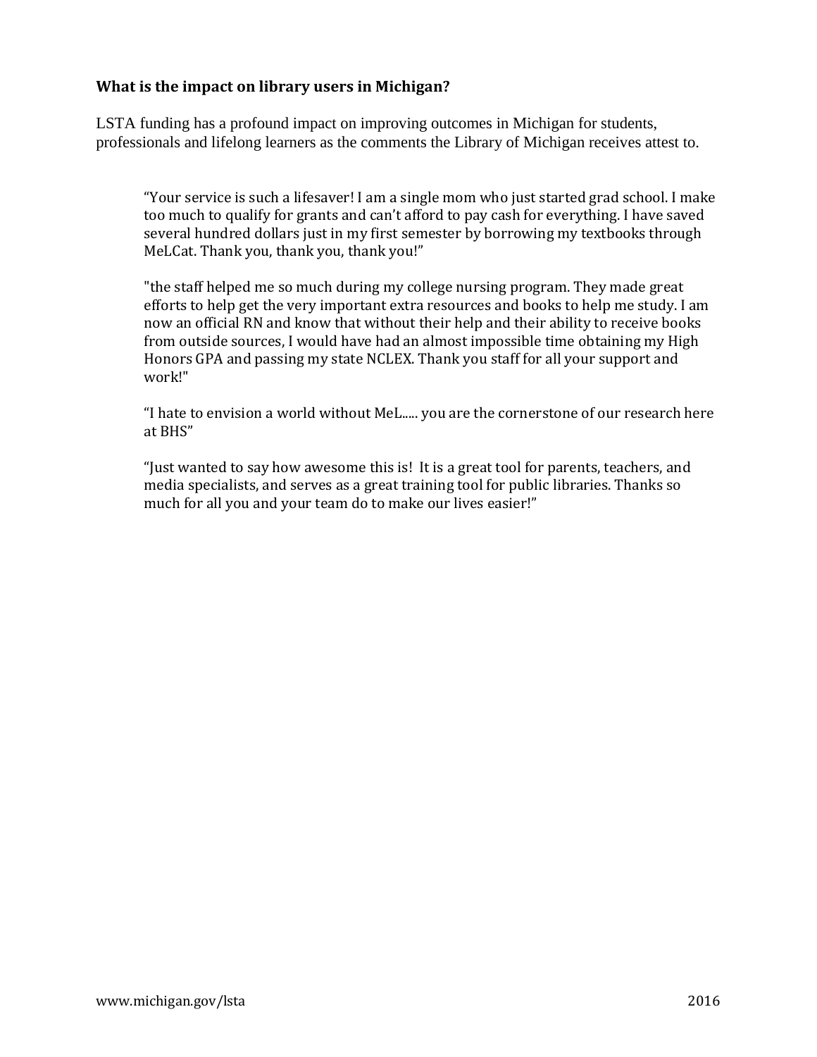**What is the impact on library users in Michigan?**

LSTA funding has a profound impact on improving outcomes in Michigan for students, professionals and lifelong learners as the comments the Library of Michigan receives attest to.

> “Your service is such a lifesaver! I am a single mom who just started grad school. I make too much to qualify for grants and can’t afford to pay cash for everything. I have saved several hundred dollars just in my first semester by borrowing my textbooks through MeLCat. Thank you, thank you, thank you!”
>
> "the staff helped me so much during my college nursing program. They made great efforts to help get the very important extra resources and books to help me study. I am now an official RN and know that without their help and their ability to receive books from outside sources, I would have had an almost impossible time obtaining my High Honors GPA and passing my state NCLEX. Thank you staff for all your support and work!"
>
> “I hate to envision a world without MeL..... you are the cornerstone of our research here at BHS”
>
> “Just wanted to say how awesome this is! It is a great tool for parents, teachers, and media specialists, and serves as a great training tool for public libraries. Thanks so much for all you and your team do to make our lives easier!”